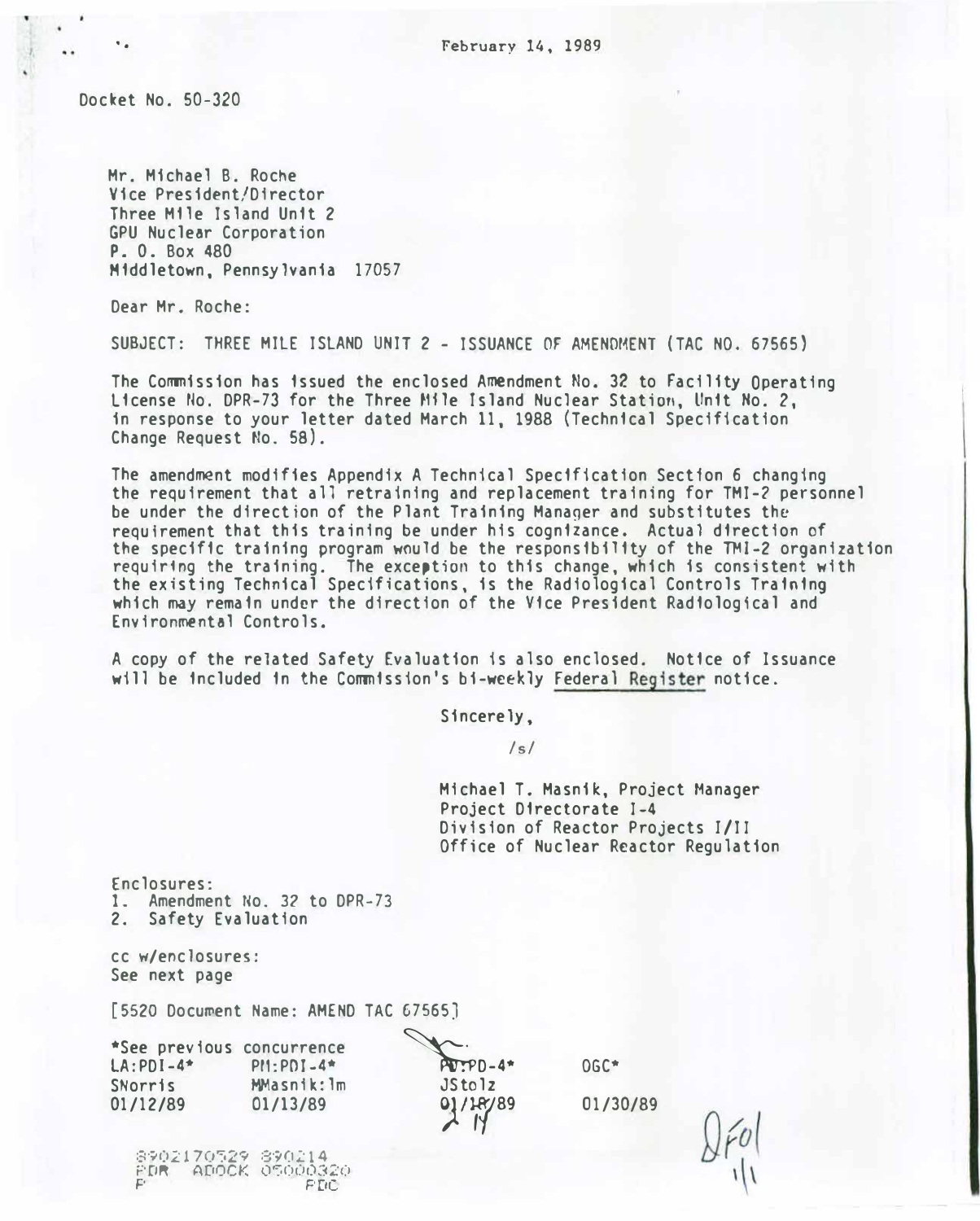February 14, 1989

Docket No. 50-320

Mr. Michael B. Roche
Vice President/Director
Three Mile Island Unit 2
GPU Nuclear Corporation
P. O. Box 480
Middletown, Pennsylvania 17057

Dear Mr. Roche:

SUBJECT: THREE MILE ISLAND UNIT 2 - ISSUANCE OF AMENDMENT (TAC NO. 67565)

The Commission has issued the enclosed Amendment No. 32 to Facility Operating License No. DPR-73 for the Three Mile Island Nuclear Station, Unit No. 2, in response to your letter dated March 11, 1988 (Technical Specification Change Request No. 58).

The amendment modifies Appendix A Technical Specification Section 6 changing the requirement that all retraining and replacement training for TMI-2 personnel be under the direction of the Plant Training Manager and substitutes the requirement that this training be under his cognizance. Actual direction of the specific training program would be the responsibility of the TMI-2 organization requiring the training. The exception to this change, which is consistent with the existing Technical Specifications, is the Radiological Controls Training which may remain under the direction of the Vice President Radiological and Environmental Controls.

A copy of the related Safety Evaluation is also enclosed. Notice of Issuance will be included in the Commission's bi-weekly Federal Register notice.

Sincerely,

/s/

Michael T. Masnik, Project Manager
Project Directorate I-4
Division of Reactor Projects I/II
Office of Nuclear Reactor Regulation

Enclosures:
1. Amendment No. 32 to DPR-73
2. Safety Evaluation

cc w/enclosures:
See next page

[5520 Document Name: AMEND TAC 67565]

*See previous concurrence

| LA:PDI-4* | PM:PDI-4* | PD:PD-4* | OGC* |
|---|---|---|---|
| SNorris | MMasnik:lm | JStolz | |
| 01/12/89 | 01/13/89 | 01/18/89 2/14 | 01/30/89 |

8902170529 890214
PDR ADOCK 05000320
P PDC

DF01
1/1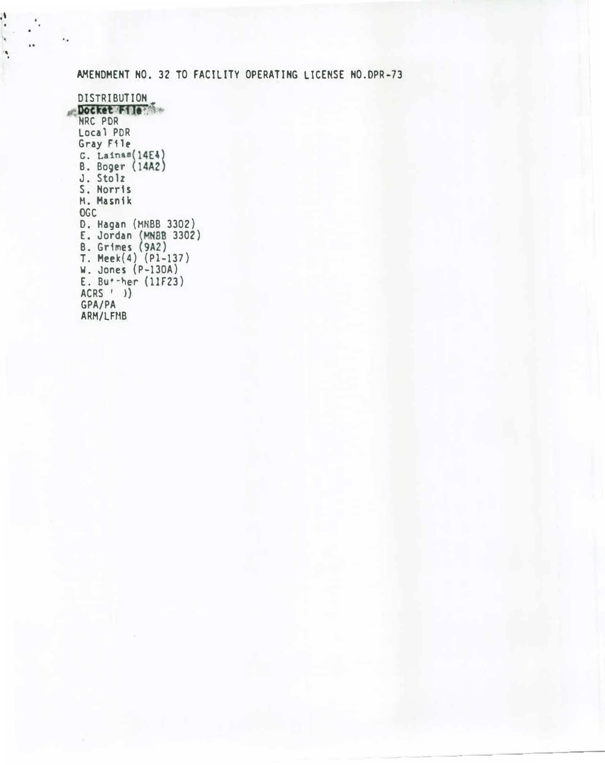AMENDMENT NO. 32 TO FACILITY OPERATING LICENSE NO.DPR-73

DISTRIBUTION
Docket File
NRC PDR
Local PDR
Gray File
G. Lainas (14E4)
B. Boger (14A2)
J. Stolz
S. Norris
M. Masnik
OGC
D. Hagan (MNBB 3302)
E. Jordan (MNBB 3302)
B. Grimes (9A2)
T. Meek(4) (P1-137)
W. Jones (P-130A)
E. Butcher (11F23)
ACRS ( ))
GPA/PA
ARM/LFMB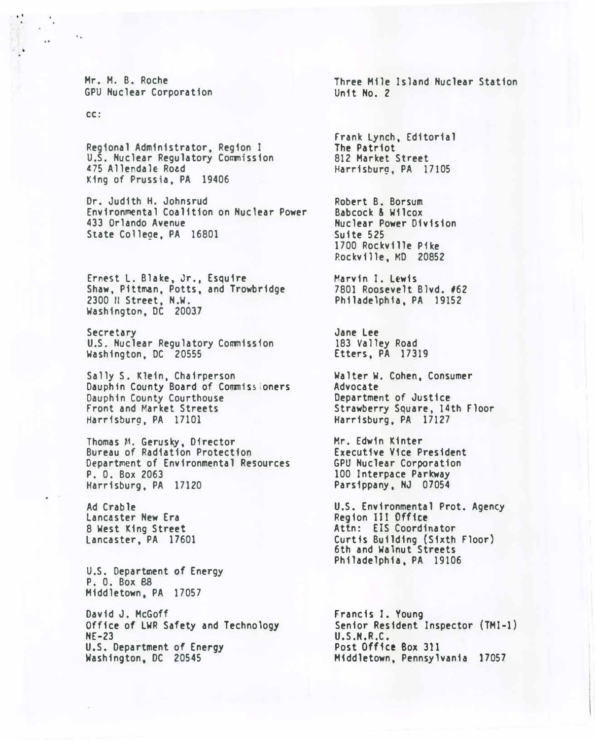Mr. M. B. Roche
GPU Nuclear Corporation

Three Mile Island Nuclear Station
Unit No. 2

cc:

Regional Administrator, Region I
U.S. Nuclear Regulatory Commission
475 Allendale Road
King of Prussia, PA 19406

Dr. Judith H. Johnsrud
Environmental Coalition on Nuclear Power
433 Orlando Avenue
State College, PA 16801

Ernest L. Blake, Jr., Esquire
Shaw, Pittman, Potts, and Trowbridge
2300 N Street, N.W.
Washington, DC 20037

Secretary
U.S. Nuclear Regulatory Commission
Washington, DC 20555

Sally S. Klein, Chairperson
Dauphin County Board of Commissioners
Dauphin County Courthouse
Front and Market Streets
Harrisburg, PA 17101

Thomas M. Gerusky, Director
Bureau of Radiation Protection
Department of Environmental Resources
P. O. Box 2063
Harrisburg, PA 17120

Ad Crable
Lancaster New Era
8 West King Street
Lancaster, PA 17601

U.S. Department of Energy
P. O. Box 88
Middletown, PA 17057

David J. McGoff
Office of LWR Safety and Technology
NE-23
U.S. Department of Energy
Washington, DC 20545

Frank Lynch, Editorial
The Patriot
812 Market Street
Harrisburg, PA 17105

Robert B. Borsum
Babcock & Wilcox
Nuclear Power Division
Suite 525
1700 Rockville Pike
Rockville, MD 20852

Marvin I. Lewis
7801 Roosevelt Blvd. #62
Philadelphia, PA 19152

Jane Lee
183 Valley Road
Etters, PA 17319

Walter W. Cohen, Consumer
Advocate
Department of Justice
Strawberry Square, 14th Floor
Harrisburg, PA 17127

Mr. Edwin Kinter
Executive Vice President
GPU Nuclear Corporation
100 Interpace Parkway
Parsippany, NJ 07054

U.S. Environmental Prot. Agency
Region III Office
Attn: EIS Coordinator
Curtis Building (Sixth Floor)
6th and Walnut Streets
Philadelphia, PA 19106

Francis I. Young
Senior Resident Inspector (TMI-1)
U.S.N.R.C.
Post Office Box 311
Middletown, Pennsylvania 17057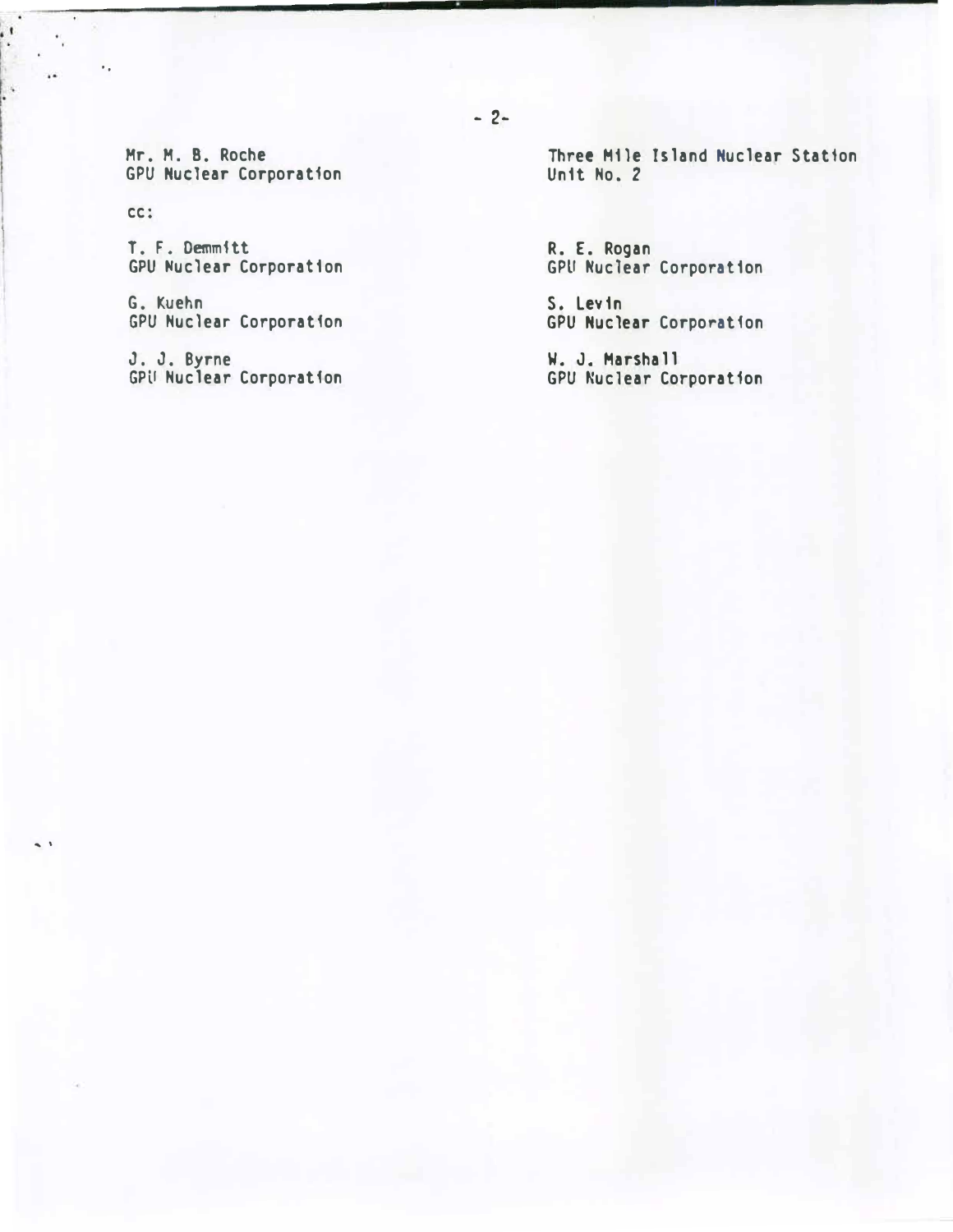Mr. M. B. Roche
GPU Nuclear Corporation

Three Mile Island Nuclear Station
Unit No. 2

cc:

T. F. Demmitt
GPU Nuclear Corporation

R. E. Rogan
GPU Nuclear Corporation

G. Kuehn
GPU Nuclear Corporation

S. Levin
GPU Nuclear Corporation

J. J. Byrne
GPU Nuclear Corporation

W. J. Marshall
GPU Nuclear Corporation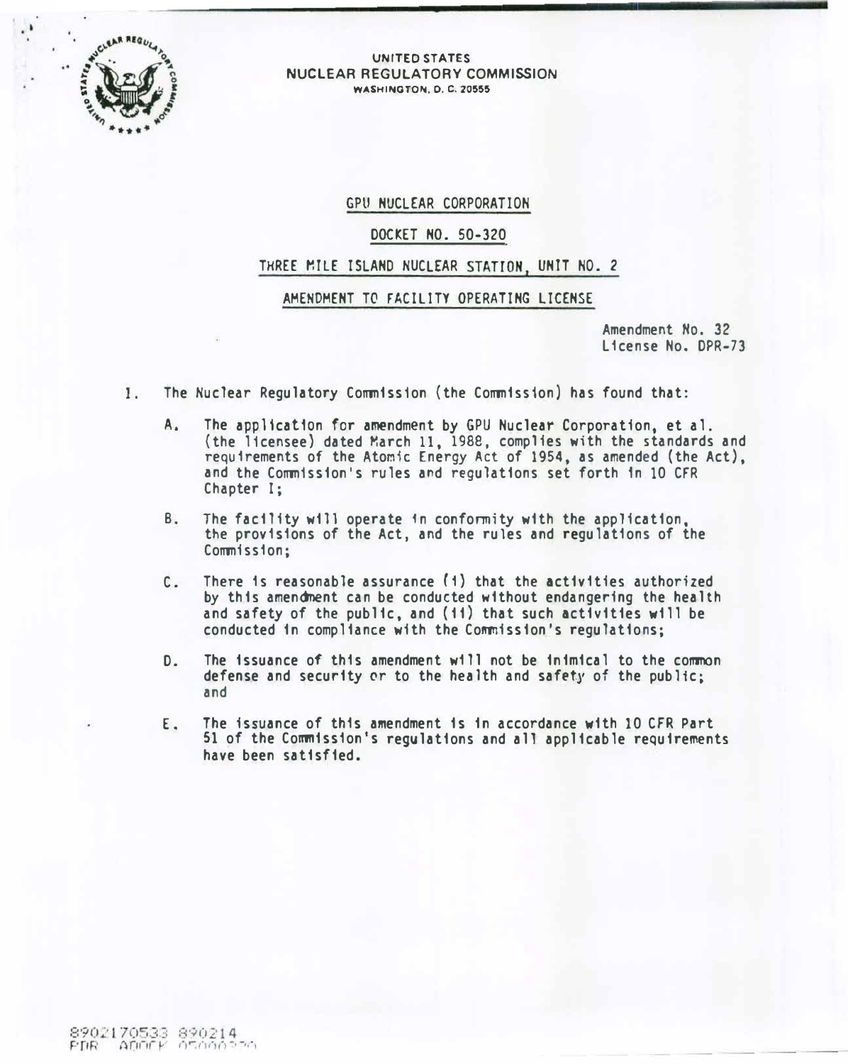UNITED STATES
NUCLEAR REGULATORY COMMISSION
WASHINGTON, D. C. 20555

GPU NUCLEAR CORPORATION

DOCKET NO. 50-320

THREE MILE ISLAND NUCLEAR STATION, UNIT NO. 2

AMENDMENT TO FACILITY OPERATING LICENSE

Amendment No. 32
License No. DPR-73

1. The Nuclear Regulatory Commission (the Commission) has found that:

   A. The application for amendment by GPU Nuclear Corporation, et al. (the licensee) dated March 11, 1988, complies with the standards and requirements of the Atomic Energy Act of 1954, as amended (the Act), and the Commission's rules and regulations set forth in 10 CFR Chapter I;

   B. The facility will operate in conformity with the application, the provisions of the Act, and the rules and regulations of the Commission;

   C. There is reasonable assurance (i) that the activities authorized by this amendment can be conducted without endangering the health and safety of the public, and (ii) that such activities will be conducted in compliance with the Commission's regulations;

   D. The issuance of this amendment will not be inimical to the common defense and security or to the health and safety of the public; and

   E. The issuance of this amendment is in accordance with 10 CFR Part 51 of the Commission's regulations and all applicable requirements have been satisfied.

8902170533 890214
PDR ADOCK 05000320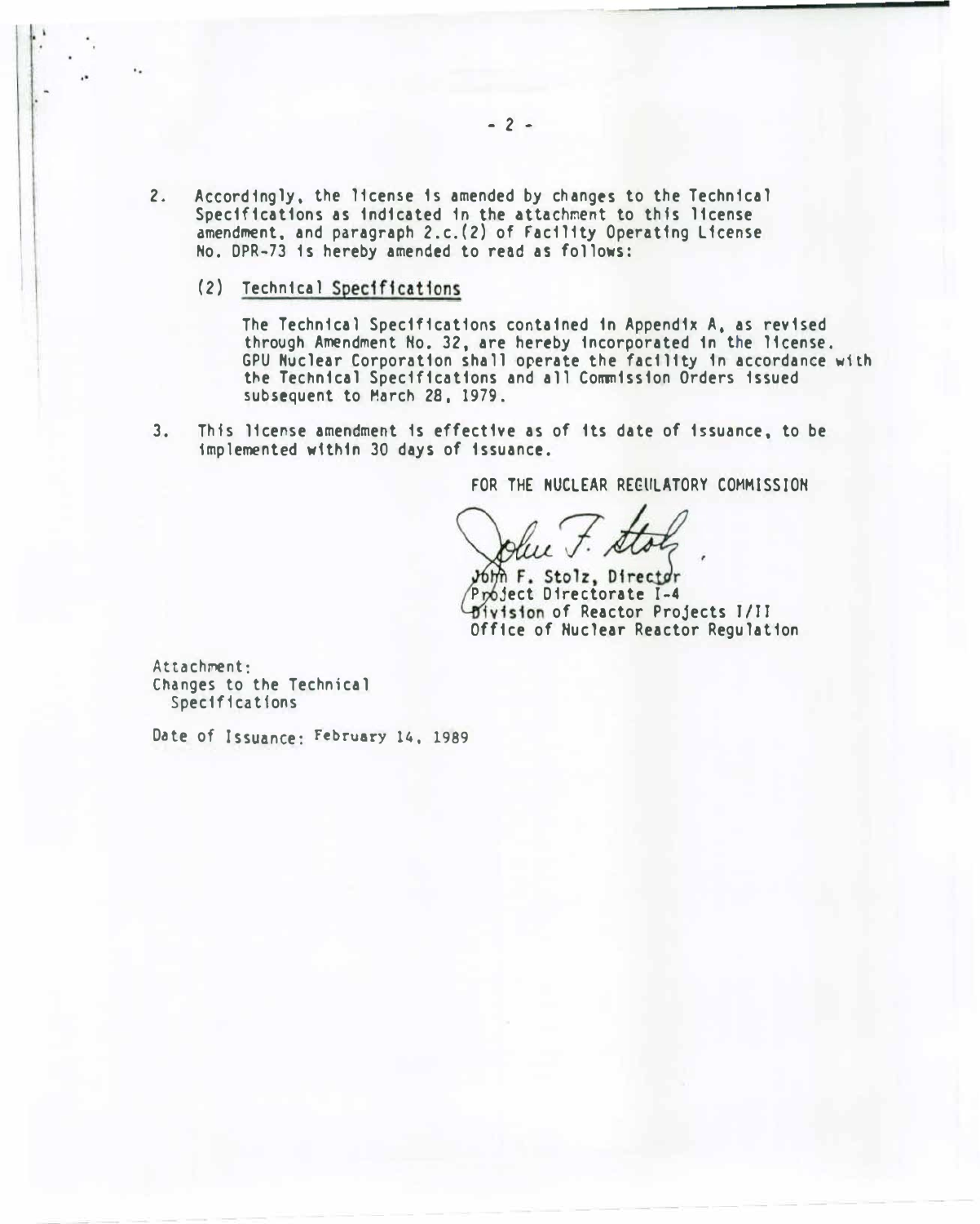2. Accordingly, the license is amended by changes to the Technical Specifications as indicated in the attachment to this license amendment, and paragraph 2.c.(2) of Facility Operating License No. DPR-73 is hereby amended to read as follows:

   (2) Technical Specifications

   The Technical Specifications contained in Appendix A, as revised through Amendment No. 32, are hereby incorporated in the license. GPU Nuclear Corporation shall operate the facility in accordance with the Technical Specifications and all Commission Orders issued subsequent to March 28, 1979.

3. This license amendment is effective as of its date of issuance, to be implemented within 30 days of issuance.

FOR THE NUCLEAR REGULATORY COMMISSION

John F. Stolz, Director
Project Directorate I-4
Division of Reactor Projects I/II
Office of Nuclear Reactor Regulation

Attachment:
Changes to the Technical Specifications

Date of Issuance: February 14, 1989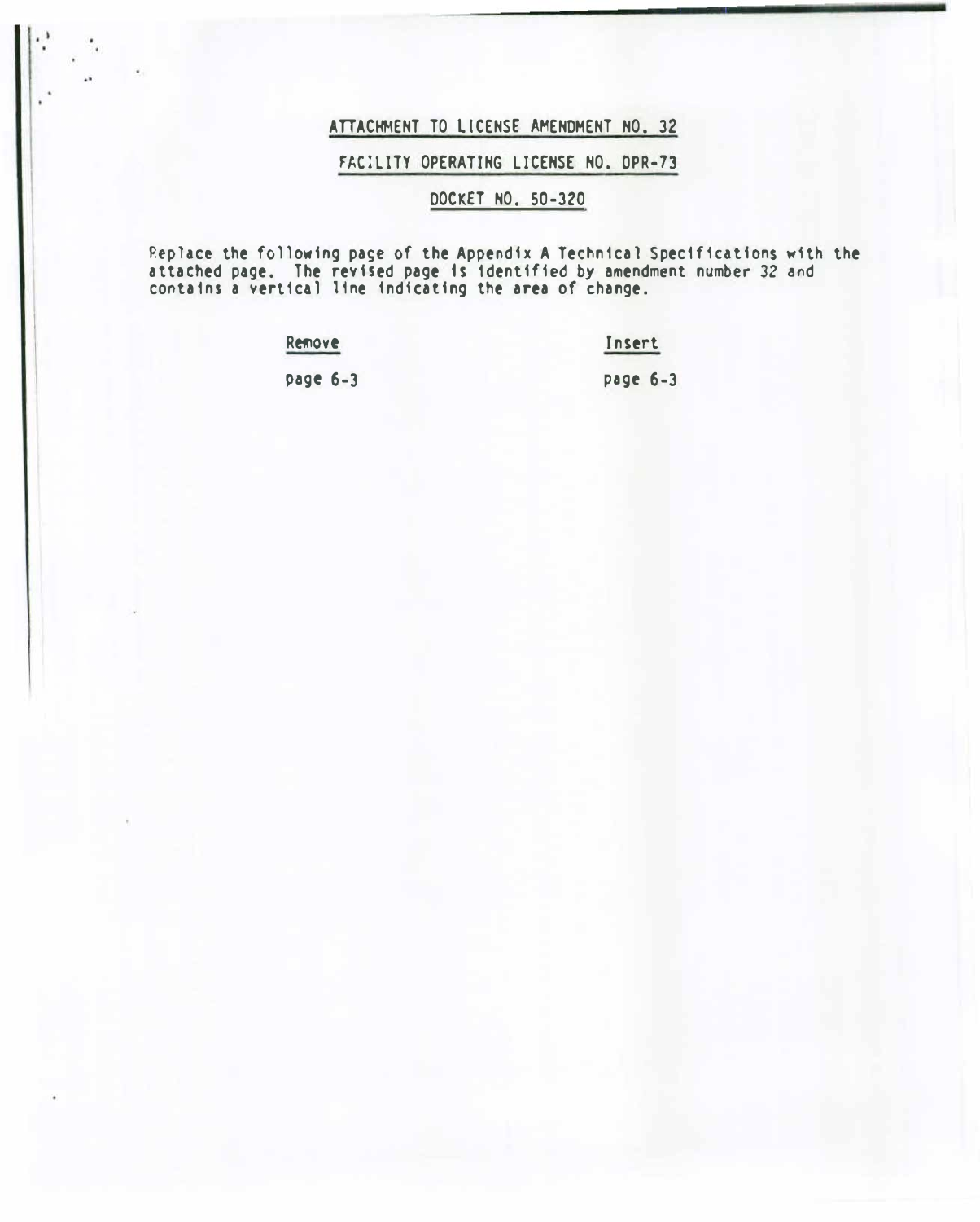# ATTACHMENT TO LICENSE AMENDMENT NO. 32

## FACILITY OPERATING LICENSE NO. DPR-73

## DOCKET NO. 50-320

Replace the following page of the Appendix A Technical Specifications with the attached page. The revised page is identified by amendment number 32 and contains a vertical line indicating the area of change.

| Remove | Insert |
|---|---|
| page 6-3 | page 6-3 |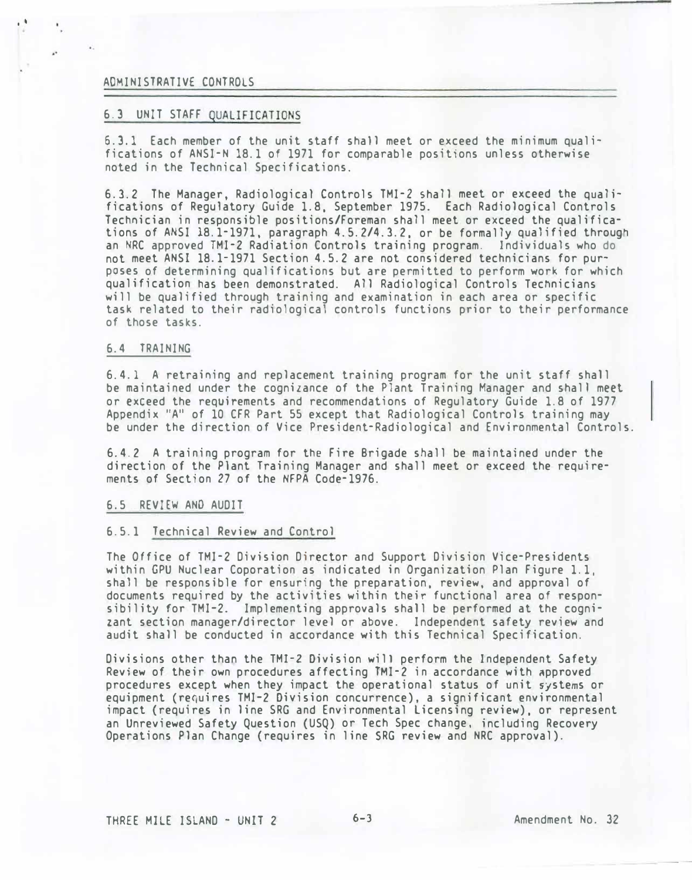ADMINISTRATIVE CONTROLS

## 6.3 UNIT STAFF QUALIFICATIONS

6.3.1 Each member of the unit staff shall meet or exceed the minimum qualifications of ANSI-N 18.1 of 1971 for comparable positions unless otherwise noted in the Technical Specifications.

6.3.2 The Manager, Radiological Controls TMI-2 shall meet or exceed the qualifications of Regulatory Guide 1.8, September 1975. Each Radiological Controls Technician in responsible positions/Foreman shall meet or exceed the qualifications of ANSI 18.1-1971, paragraph 4.5.2/4.3.2, or be formally qualified through an NRC approved TMI-2 Radiation Controls training program. Individuals who do not meet ANSI 18.1-1971 Section 4.5.2 are not considered technicians for purposes of determining qualifications but are permitted to perform work for which qualification has been demonstrated. All Radiological Controls Technicians will be qualified through training and examination in each area or specific task related to their radiological controls functions prior to their performance of those tasks.

## 6.4 TRAINING

6.4.1 A retraining and replacement training program for the unit staff shall be maintained under the cognizance of the Plant Training Manager and shall meet or exceed the requirements and recommendations of Regulatory Guide 1.8 of 1977 Appendix "A" of 10 CFR Part 55 except that Radiological Controls training may be under the direction of Vice President-Radiological and Environmental Controls.

6.4.2 A training program for the Fire Brigade shall be maintained under the direction of the Plant Training Manager and shall meet or exceed the requirements of Section 27 of the NFPA Code-1976.

## 6.5 REVIEW AND AUDIT

### 6.5.1 Technical Review and Control

The Office of TMI-2 Division Director and Support Division Vice-Presidents within GPU Nuclear Coporation as indicated in Organization Plan Figure 1.1, shall be responsible for ensuring the preparation, review, and approval of documents required by the activities within their functional area of responsibility for TMI-2. Implementing approvals shall be performed at the cognizant section manager/director level or above. Independent safety review and audit shall be conducted in accordance with this Technical Specification.

Divisions other than the TMI-2 Division will perform the Independent Safety Review of their own procedures affecting TMI-2 in accordance with approved procedures except when they impact the operational status of unit systems or equipment (requires TMI-2 Division concurrence), a significant environmental impact (requires in line SRG and Environmental Licensing review), or represent an Unreviewed Safety Question (USQ) or Tech Spec change, including Recovery Operations Plan Change (requires in line SRG review and NRC approval).

THREE MILE ISLAND - UNIT 2 Amendment No. 32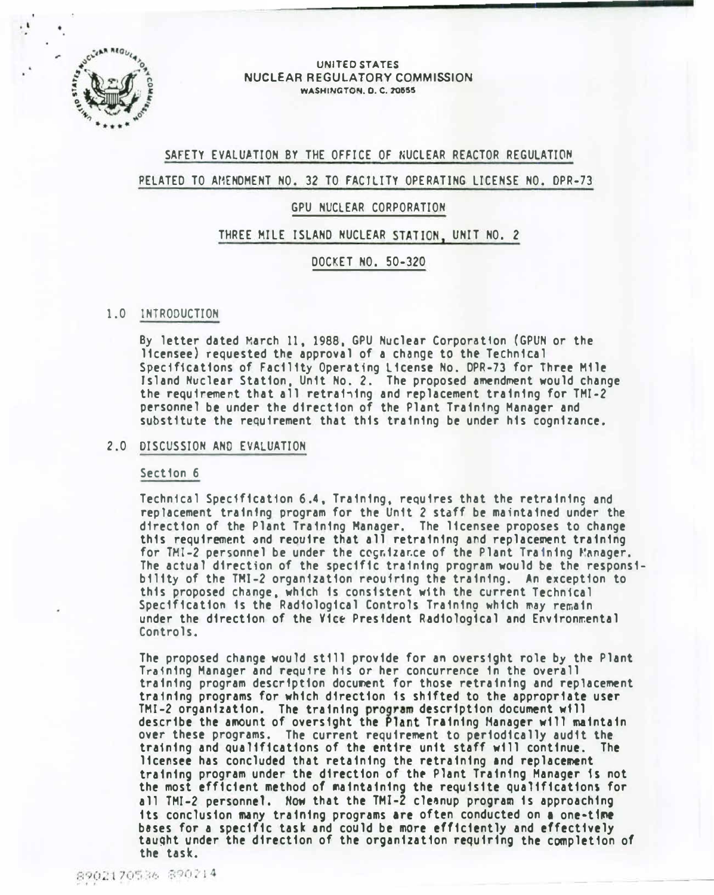UNITED STATES
NUCLEAR REGULATORY COMMISSION
WASHINGTON, D. C. 20555

SAFETY EVALUATION BY THE OFFICE OF NUCLEAR REACTOR REGULATION

RELATED TO AMENDMENT NO. 32 TO FACILITY OPERATING LICENSE NO. DPR-73

GPU NUCLEAR CORPORATION

THREE MILE ISLAND NUCLEAR STATION, UNIT NO. 2

DOCKET NO. 50-320

## 1.0 INTRODUCTION

By letter dated March 11, 1988, GPU Nuclear Corporation (GPUN or the licensee) requested the approval of a change to the Technical Specifications of Facility Operating License No. DPR-73 for Three Mile Island Nuclear Station, Unit No. 2. The proposed amendment would change the requirement that all retraining and replacement training for TMI-2 personnel be under the direction of the Plant Training Manager and substitute the requirement that this training be under his cognizance.

## 2.0 DISCUSSION AND EVALUATION

### Section 6

Technical Specification 6.4, Training, requires that the retraining and replacement training program for the Unit 2 staff be maintained under the direction of the Plant Training Manager. The licensee proposes to change this requirement and require that all retraining and replacement training for TMI-2 personnel be under the cognizance of the Plant Training Manager. The actual direction of the specific training program would be the responsibility of the TMI-2 organization requiring the training. An exception to this proposed change, which is consistent with the current Technical Specification is the Radiological Controls Training which may remain under the direction of the Vice President Radiological and Environmental Controls.

The proposed change would still provide for an oversight role by the Plant Training Manager and require his or her concurrence in the overall training program description document for those retraining and replacement training programs for which direction is shifted to the appropriate user TMI-2 organization. The training program description document will describe the amount of oversight the Plant Training Manager will maintain over these programs. The current requirement to periodically audit the training and qualifications of the entire unit staff will continue. The licensee has concluded that retaining the retraining and replacement training program under the direction of the Plant Training Manager is not the most efficient method of maintaining the requisite qualifications for all TMI-2 personnel. Now that the TMI-2 cleanup program is approaching its conclusion many training programs are often conducted on a one-time bases for a specific task and could be more efficiently and effectively taught under the direction of the organization requiring the completion of the task.

8902170536 890214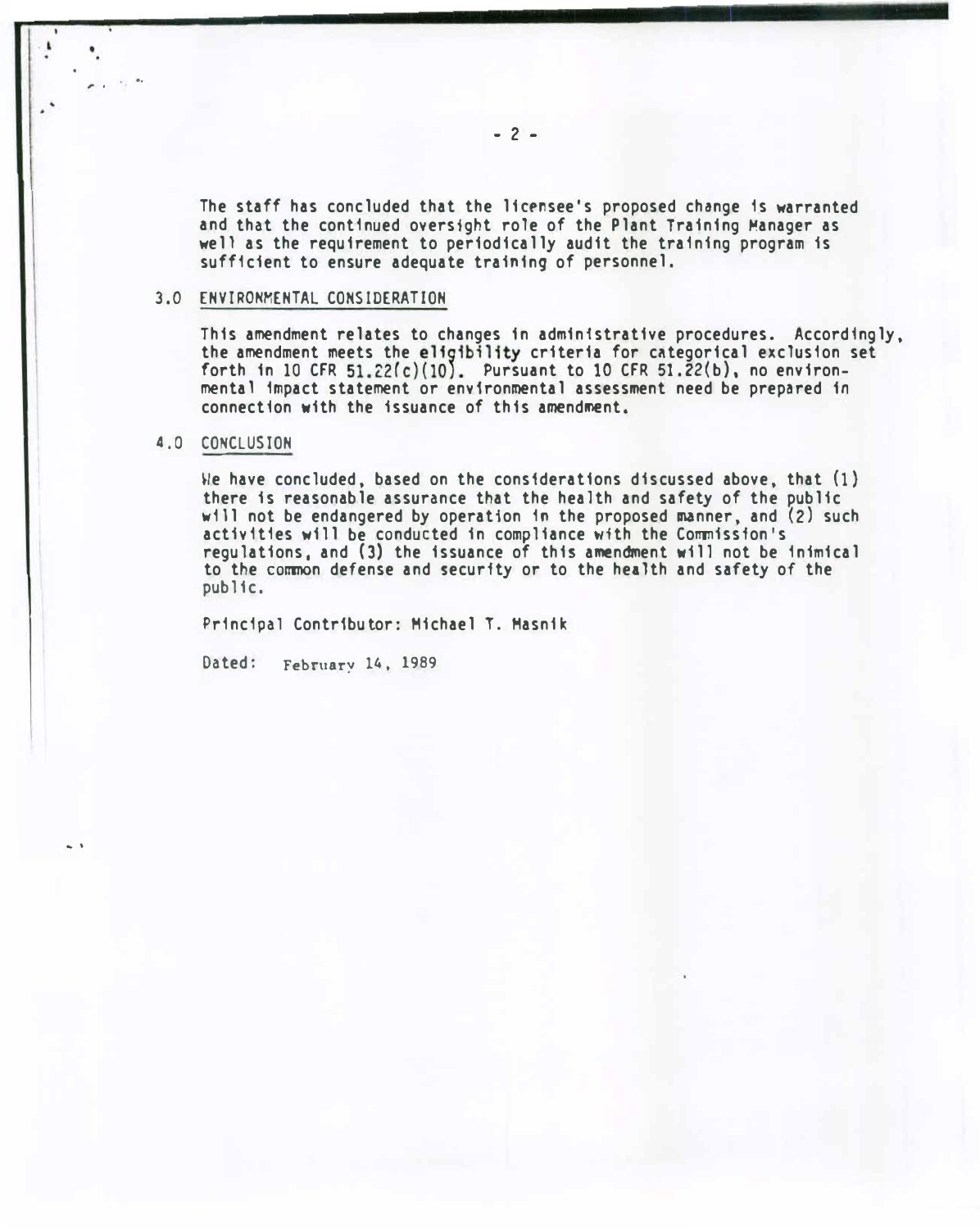The staff has concluded that the licensee's proposed change is warranted and that the continued oversight role of the Plant Training Manager as well as the requirement to periodically audit the training program is sufficient to ensure adequate training of personnel.

### 3.0 ENVIRONMENTAL CONSIDERATION

This amendment relates to changes in administrative procedures. Accordingly, the amendment meets the eligibility criteria for categorical exclusion set forth in 10 CFR 51.22(c)(10). Pursuant to 10 CFR 51.22(b), no environmental impact statement or environmental assessment need be prepared in connection with the issuance of this amendment.

### 4.0 CONCLUSION

We have concluded, based on the considerations discussed above, that (1) there is reasonable assurance that the health and safety of the public will not be endangered by operation in the proposed manner, and (2) such activities will be conducted in compliance with the Commission's regulations, and (3) the issuance of this amendment will not be inimical to the common defense and security or to the health and safety of the public.

Principal Contributor: Michael T. Masnik

Dated: February 14, 1989